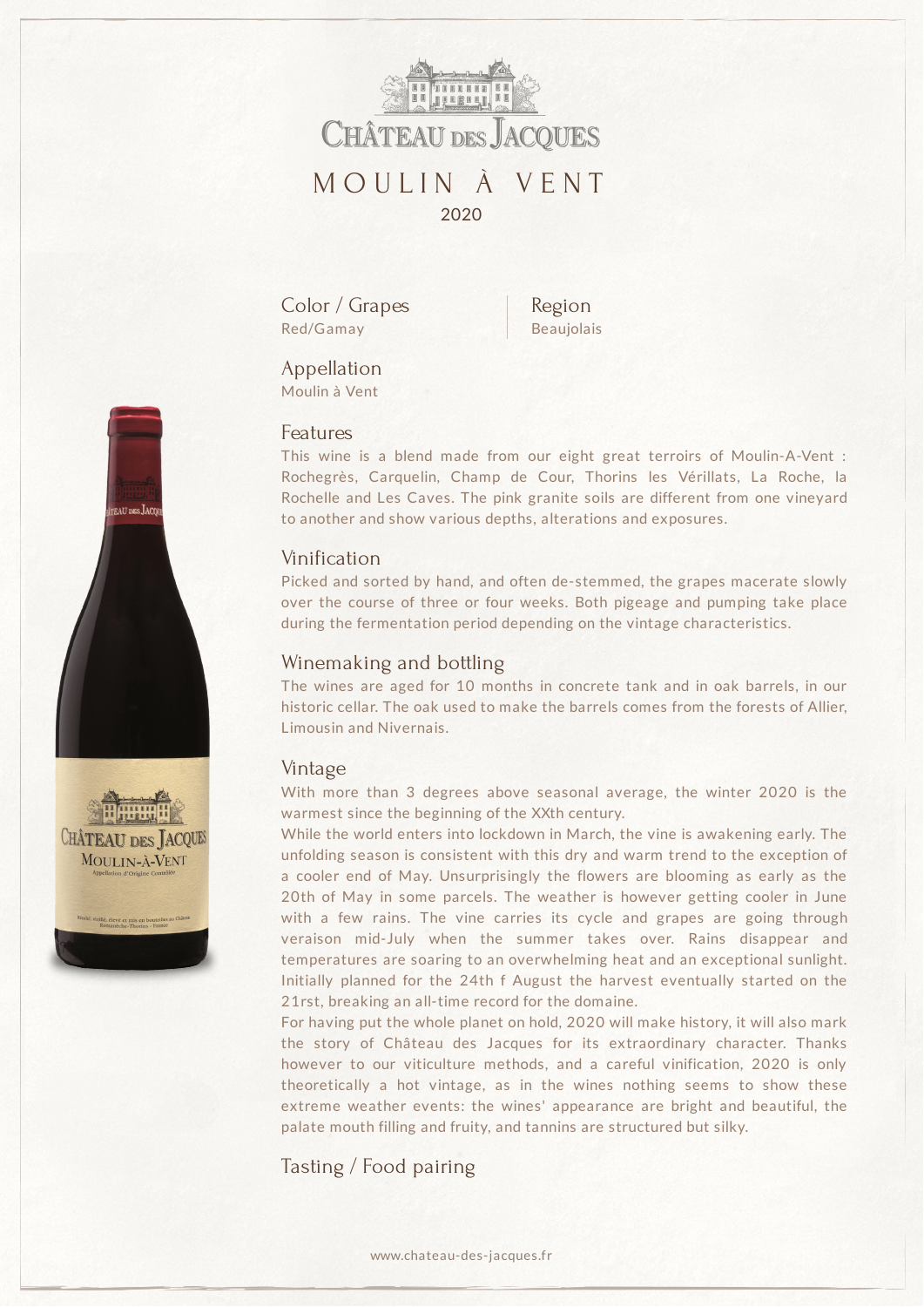# CHÂTEAU DES JACQUES

## MOULIN À VENT

2020

### Color / Grapes
Red/Gamay

### Region
Beaujolais

### Appellation
Moulin à Vent

### Features
This wine is a blend made from our eight great terroirs of Moulin-A-Vent : Rochegrès, Carquelin, Champ de Cour, Thorins les Vérillats, La Roche, la Rochelle and Les Caves. The pink granite soils are different from one vineyard to another and show various depths, alterations and exposures.

### Vinification
Picked and sorted by hand, and often de-stemmed, the grapes macerate slowly over the course of three or four weeks. Both pigeage and pumping take place during the fermentation period depending on the vintage characteristics.

### Winemaking and bottling
The wines are aged for 10 months in concrete tank and in oak barrels, in our historic cellar. The oak used to make the barrels comes from the forests of Allier, Limousin and Nivernais.

### Vintage
With more than 3 degrees above seasonal average, the winter 2020 is the warmest since the beginning of the XXth century.

While the world enters into lockdown in March, the vine is awakening early. The unfolding season is consistent with this dry and warm trend to the exception of a cooler end of May. Unsurprisingly the flowers are blooming as early as the 20th of May in some parcels. The weather is however getting cooler in June with a few rains. The vine carries its cycle and grapes are going through veraison mid-July when the summer takes over. Rains disappear and temperatures are soaring to an overwhelming heat and an exceptional sunlight. Initially planned for the 24th f August the harvest eventually started on the 21rst, breaking an all-time record for the domaine.

For having put the whole planet on hold, 2020 will make history, it will also mark the story of Château des Jacques for its extraordinary character. Thanks however to our viticulture methods, and a careful vinification, 2020 is only theoretically a hot vintage, as in the wines nothing seems to show these extreme weather events: the wines' appearance are bright and beautiful, the palate mouth filling and fruity, and tannins are structured but silky.

### Tasting / Food pairing

www.chateau-des-jacques.fr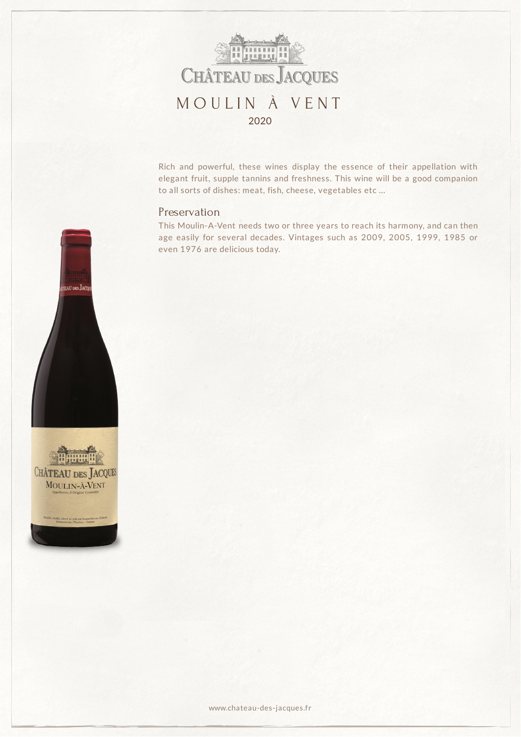# Château des Jacques

## MOULIN À VENT

2020

Rich and powerful, these wines display the essence of their appellation with elegant fruit, supple tannins and freshness. This wine will be a good companion to all sorts of dishes: meat, fish, cheese, vegetables etc ...

### Preservation

This Moulin-A-Vent needs two or three years to reach its harmony, and can then age easily for several decades. Vintages such as 2009, 2005, 1999, 1985 or even 1976 are delicious today.

www.chateau-des-jacques.fr